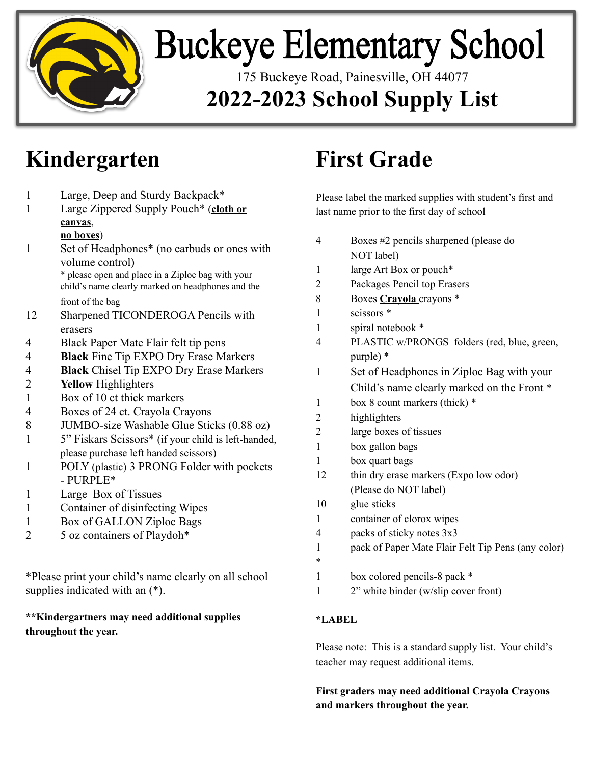# Buckeye Elementary School

175 Buckeye Road, Painesville, OH 44077

## 2022-2023 School Supply List

## Kindergarten

| | |
|---|---|
| 1 | Large, Deep and Sturdy Backpack* |
| 1 | Large Zippered Supply Pouch* (**cloth or canvas**, **no boxes**) |
| 1 | Set of Headphones* (no earbuds or ones with volume control) * please open and place in a Ziploc bag with your child's name clearly marked on headphones and the front of the bag |
| 12 | Sharpened TICONDEROGA Pencils with erasers |
| 4 | Black Paper Mate Flair felt tip pens |
| 4 | **Black** Fine Tip EXPO Dry Erase Markers |
| 4 | **Black** Chisel Tip EXPO Dry Erase Markers |
| 2 | **Yellow** Highlighters |
| 1 | Box of 10 ct thick markers |
| 4 | Boxes of 24 ct. Crayola Crayons |
| 8 | JUMBO-size Washable Glue Sticks (0.88 oz) |
| 1 | 5" Fiskars Scissors* (if your child is left-handed, please purchase left handed scissors) |
| 1 | POLY (plastic) 3 PRONG Folder with pockets - PURPLE* |
| 1 | Large Box of Tissues |
| 1 | Container of disinfecting Wipes |
| 1 | Box of GALLON Ziploc Bags |
| 2 | 5 oz containers of Playdoh* |

*Please print your child's name clearly on all school supplies indicated with an (*).

**\*\*Kindergartners may need additional supplies throughout the year.**

## First Grade

Please label the marked supplies with student's first and last name prior to the first day of school

| | |
|---|---|
| 4 | Boxes #2 pencils sharpened (please do NOT label) |
| 1 | large Art Box or pouch* |
| 2 | Packages Pencil top Erasers |
| 8 | Boxes **Crayola** crayons * |
| 1 | scissors * |
| 1 | spiral notebook * |
| 4 | PLASTIC w/PRONGS folders (red, blue, green, purple) * |
| 1 | Set of Headphones in Ziploc Bag with your Child's name clearly marked on the Front * |
| 1 | box 8 count markers (thick) * |
| 2 | highlighters |
| 2 | large boxes of tissues |
| 1 | box gallon bags |
| 1 | box quart bags |
| 12 | thin dry erase markers (Expo low odor) (Please do NOT label) |
| 10 | glue sticks |
| 1 | container of clorox wipes |
| 4 | packs of sticky notes 3x3 |
| 1 | pack of Paper Mate Flair Felt Tip Pens (any color) * |
| 1 | box colored pencils-8 pack * |
| 1 | 2" white binder (w/slip cover front) |

**\*LABEL**

Please note: This is a standard supply list. Your child's teacher may request additional items.

**First graders may need additional Crayola Crayons and markers throughout the year.**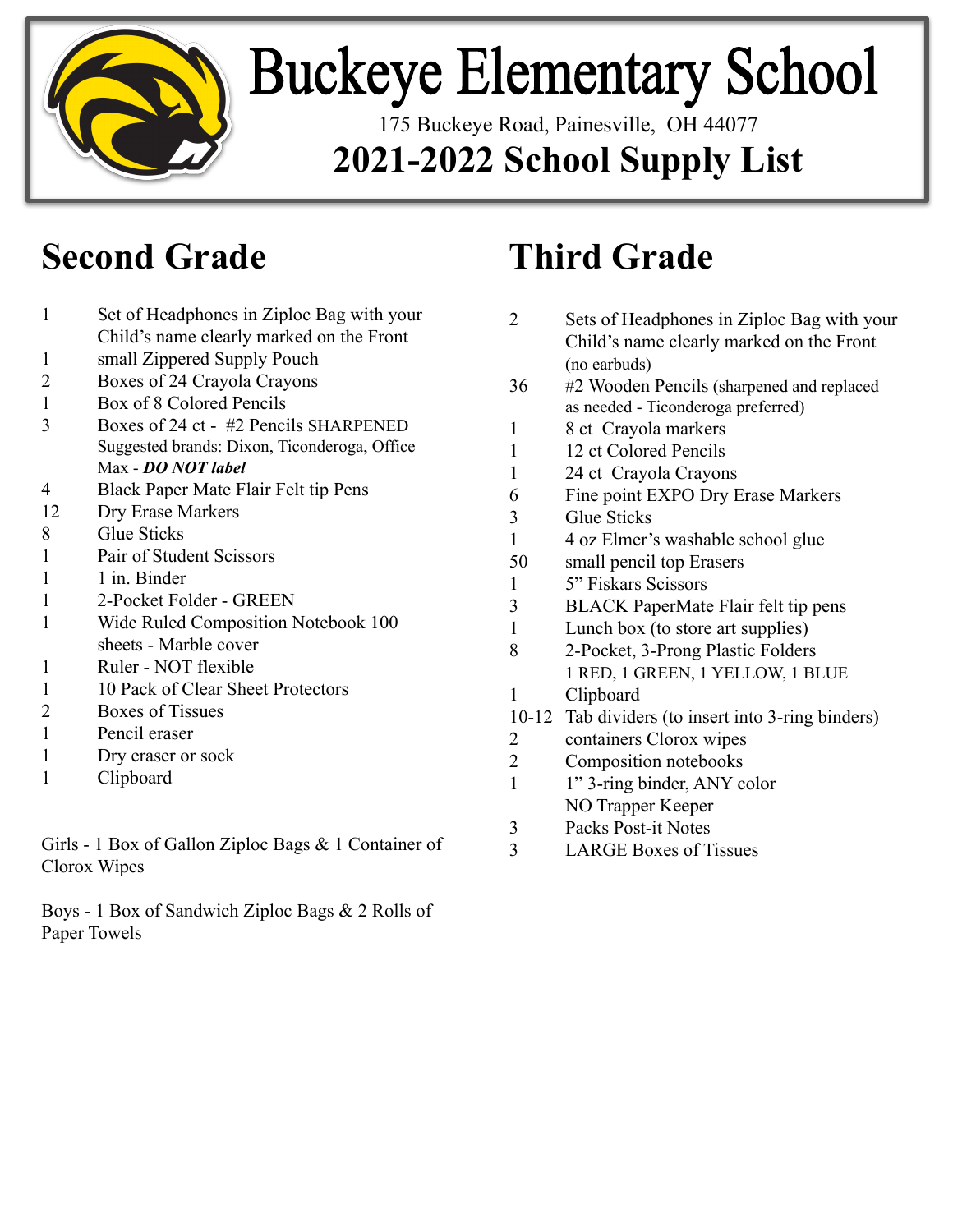# Buckeye Elementary School

175 Buckeye Road, Painesville, OH 44077

## 2021-2022 School Supply List

## Second Grade

| Qty | Item |
|---|---|
| 1 | Set of Headphones in Ziploc Bag with your Child's name clearly marked on the Front |
| 1 | small Zippered Supply Pouch |
| 2 | Boxes of 24 Crayola Crayons |
| 1 | Box of 8 Colored Pencils |
| 3 | Boxes of 24 ct - #2 Pencils SHARPENED Suggested brands: Dixon, Ticonderoga, Office Max - ***DO NOT label*** |
| 4 | Black Paper Mate Flair Felt tip Pens |
| 12 | Dry Erase Markers |
| 8 | Glue Sticks |
| 1 | Pair of Student Scissors |
| 1 | 1 in. Binder |
| 1 | 2-Pocket Folder - GREEN |
| 1 | Wide Ruled Composition Notebook 100 sheets - Marble cover |
| 1 | Ruler - NOT flexible |
| 1 | 10 Pack of Clear Sheet Protectors |
| 2 | Boxes of Tissues |
| 1 | Pencil eraser |
| 1 | Dry eraser or sock |
| 1 | Clipboard |

Girls - 1 Box of Gallon Ziploc Bags & 1 Container of Clorox Wipes

Boys - 1 Box of Sandwich Ziploc Bags & 2 Rolls of Paper Towels

## Third Grade

| Qty | Item |
|---|---|
| 2 | Sets of Headphones in Ziploc Bag with your Child's name clearly marked on the Front (no earbuds) |
| 36 | #2 Wooden Pencils (sharpened and replaced as needed - Ticonderoga preferred) |
| 1 | 8 ct Crayola markers |
| 1 | 12 ct Colored Pencils |
| 1 | 24 ct Crayola Crayons |
| 6 | Fine point EXPO Dry Erase Markers |
| 3 | Glue Sticks |
| 1 | 4 oz Elmer's washable school glue |
| 50 | small pencil top Erasers |
| 1 | 5" Fiskars Scissors |
| 3 | BLACK PaperMate Flair felt tip pens |
| 1 | Lunch box (to store art supplies) |
| 8 | 2-Pocket, 3-Prong Plastic Folders 1 RED, 1 GREEN, 1 YELLOW, 1 BLUE |
| 1 | Clipboard |
| 10-12 | Tab dividers (to insert into 3-ring binders) |
| 2 | containers Clorox wipes |
| 2 | Composition notebooks |
| 1 | 1" 3-ring binder, ANY color NO Trapper Keeper |
| 3 | Packs Post-it Notes |
| 3 | LARGE Boxes of Tissues |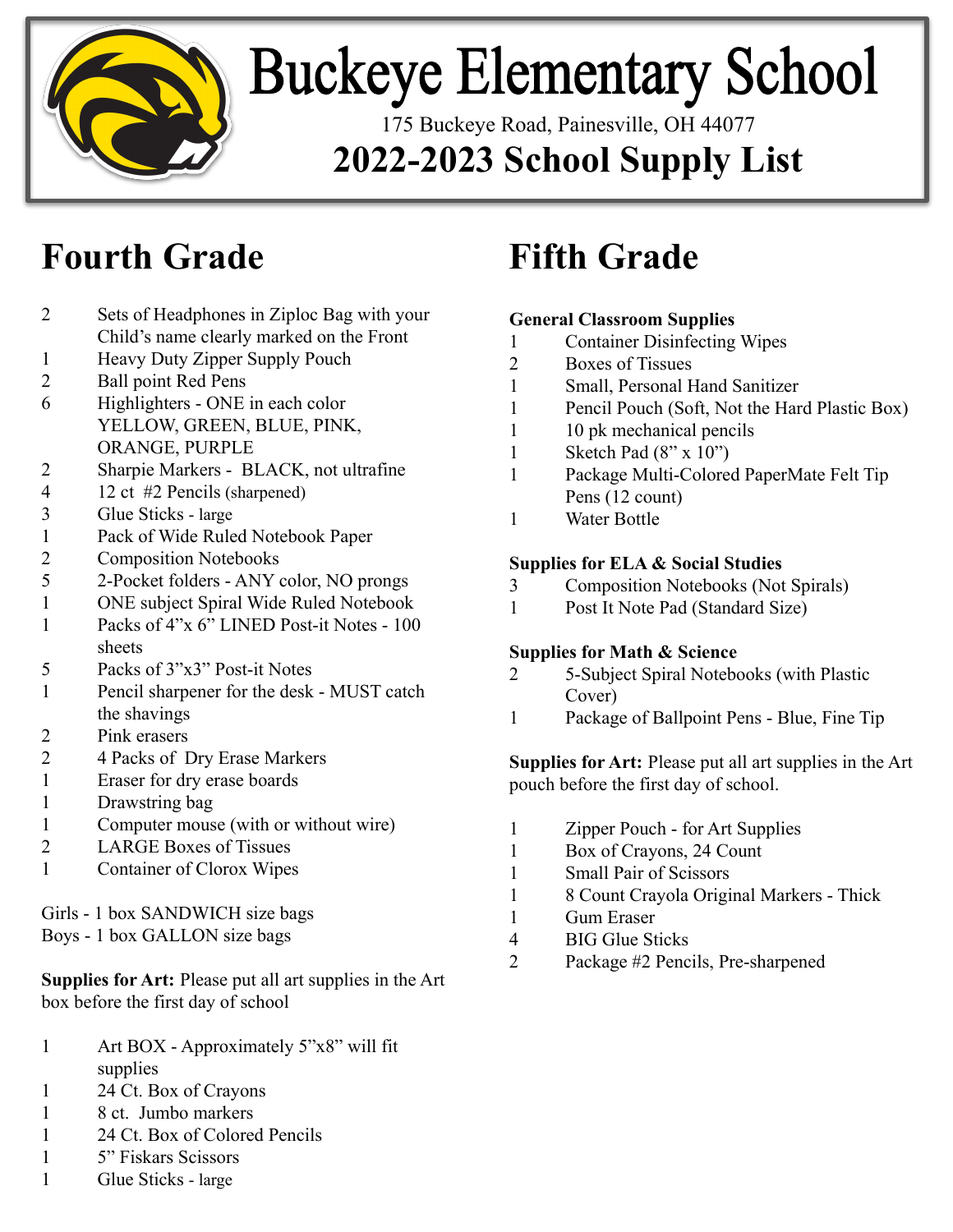# Buckeye Elementary School

175 Buckeye Road, Painesville, OH 44077

## 2022-2023 School Supply List

## Fourth Grade

- 2 Sets of Headphones in Ziploc Bag with your Child's name clearly marked on the Front
- 1 Heavy Duty Zipper Supply Pouch
- 2 Ball point Red Pens
- 6 Highlighters - ONE in each color YELLOW, GREEN, BLUE, PINK, ORANGE, PURPLE
- 2 Sharpie Markers - BLACK, not ultrafine
- 4 12 ct #2 Pencils (sharpened)
- 3 Glue Sticks - large
- 1 Pack of Wide Ruled Notebook Paper
- 2 Composition Notebooks
- 5 2-Pocket folders - ANY color, NO prongs
- 1 ONE subject Spiral Wide Ruled Notebook
- 1 Packs of 4"x 6" LINED Post-it Notes - 100 sheets
- 5 Packs of 3"x3" Post-it Notes
- 1 Pencil sharpener for the desk - MUST catch the shavings
- 2 Pink erasers
- 2 4 Packs of Dry Erase Markers
- 1 Eraser for dry erase boards
- 1 Drawstring bag
- 1 Computer mouse (with or without wire)
- 2 LARGE Boxes of Tissues
- 1 Container of Clorox Wipes

Girls - 1 box SANDWICH size bags
Boys - 1 box GALLON size bags

**Supplies for Art:** Please put all art supplies in the Art box before the first day of school

- 1 Art BOX - Approximately 5"x8" will fit supplies
- 1 24 Ct. Box of Crayons
- 1 8 ct. Jumbo markers
- 1 24 Ct. Box of Colored Pencils
- 1 5" Fiskars Scissors
- 1 Glue Sticks - large

## Fifth Grade

**General Classroom Supplies**

- 1 Container Disinfecting Wipes
- 2 Boxes of Tissues
- 1 Small, Personal Hand Sanitizer
- 1 Pencil Pouch (Soft, Not the Hard Plastic Box)
- 1 10 pk mechanical pencils
- 1 Sketch Pad (8" x 10")
- 1 Package Multi-Colored PaperMate Felt Tip Pens (12 count)
- 1 Water Bottle

**Supplies for ELA & Social Studies**

- 3 Composition Notebooks (Not Spirals)
- 1 Post It Note Pad (Standard Size)

**Supplies for Math & Science**

- 2 5-Subject Spiral Notebooks (with Plastic Cover)
- 1 Package of Ballpoint Pens - Blue, Fine Tip

**Supplies for Art:** Please put all art supplies in the Art pouch before the first day of school.

- 1 Zipper Pouch - for Art Supplies
- 1 Box of Crayons, 24 Count
- 1 Small Pair of Scissors
- 1 8 Count Crayola Original Markers - Thick
- 1 Gum Eraser
- 4 BIG Glue Sticks
- 2 Package #2 Pencils, Pre-sharpened